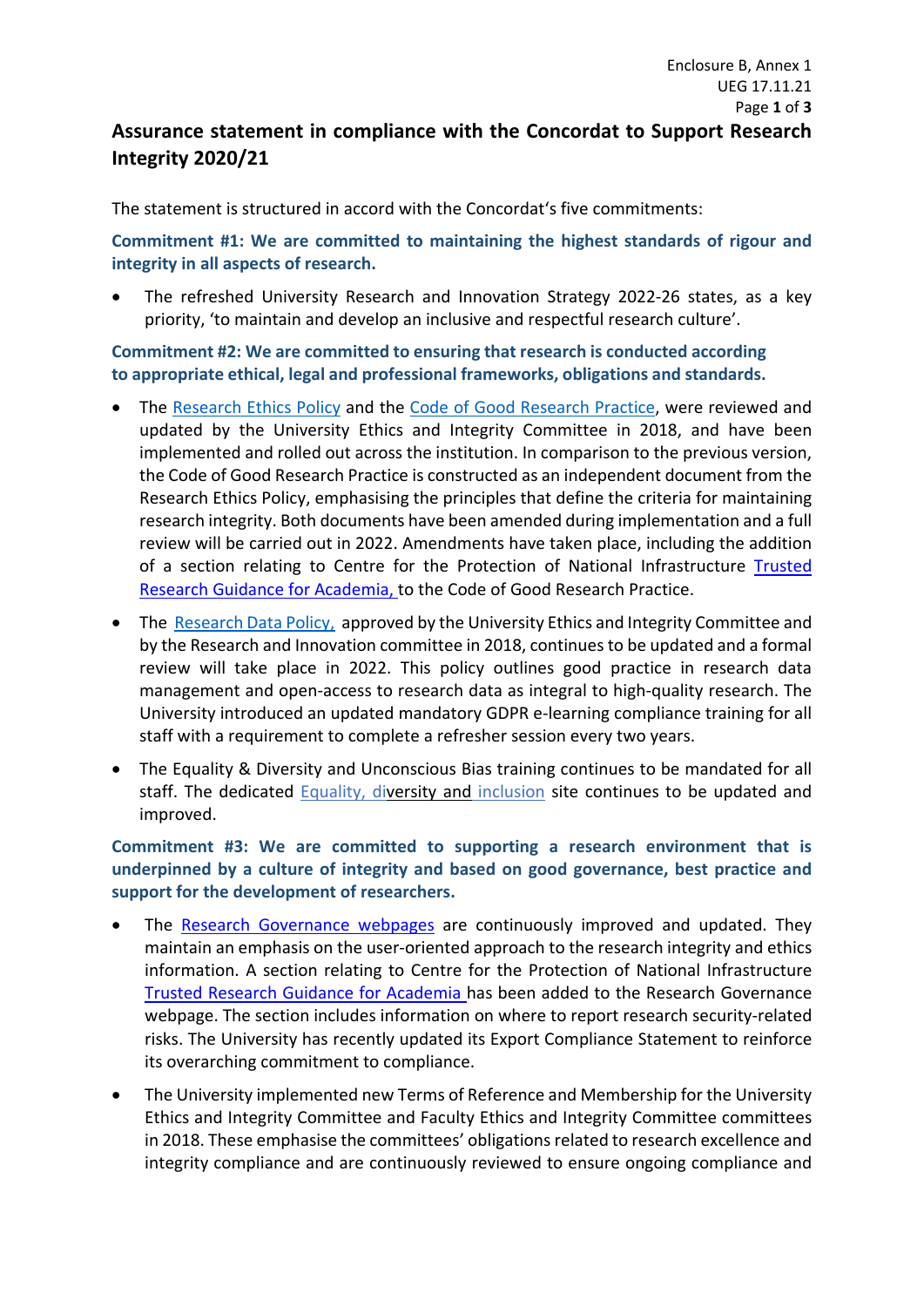# Assurance statement in compliance with the Concordat to Support Research Integrity 2020/21

The statement is structured in accord with the Concordat's five commitments:

**Commitment #1: We are committed to maintaining the highest standards of rigour and integrity in all aspects of research.**

- The refreshed University Research and Innovation Strategy 2022-26 states, as a key priority, 'to maintain and develop an inclusive and respectful research culture'.

**Commitment #2: We are committed to ensuring that research is conducted according to appropriate ethical, legal and professional frameworks, obligations and standards.**

- The Research Ethics Policy and the Code of Good Research Practice, were reviewed and updated by the University Ethics and Integrity Committee in 2018, and have been implemented and rolled out across the institution. In comparison to the previous version, the Code of Good Research Practice is constructed as an independent document from the Research Ethics Policy, emphasising the principles that define the criteria for maintaining research integrity. Both documents have been amended during implementation and a full review will be carried out in 2022. Amendments have taken place, including the addition of a section relating to Centre for the Protection of National Infrastructure Trusted Research Guidance for Academia, to the Code of Good Research Practice.
- The Research Data Policy, approved by the University Ethics and Integrity Committee and by the Research and Innovation committee in 2018, continues to be updated and a formal review will take place in 2022. This policy outlines good practice in research data management and open-access to research data as integral to high-quality research. The University introduced an updated mandatory GDPR e-learning compliance training for all staff with a requirement to complete a refresher session every two years.
- The Equality & Diversity and Unconscious Bias training continues to be mandated for all staff. The dedicated Equality, diversity and inclusion site continues to be updated and improved.

**Commitment #3: We are committed to supporting a research environment that is underpinned by a culture of integrity and based on good governance, best practice and support for the development of researchers.**

- The Research Governance webpages are continuously improved and updated. They maintain an emphasis on the user-oriented approach to the research integrity and ethics information. A section relating to Centre for the Protection of National Infrastructure Trusted Research Guidance for Academia has been added to the Research Governance webpage. The section includes information on where to report research security-related risks. The University has recently updated its Export Compliance Statement to reinforce its overarching commitment to compliance.
- The University implemented new Terms of Reference and Membership for the University Ethics and Integrity Committee and Faculty Ethics and Integrity Committee committees in 2018. These emphasise the committees' obligations related to research excellence and integrity compliance and are continuously reviewed to ensure ongoing compliance and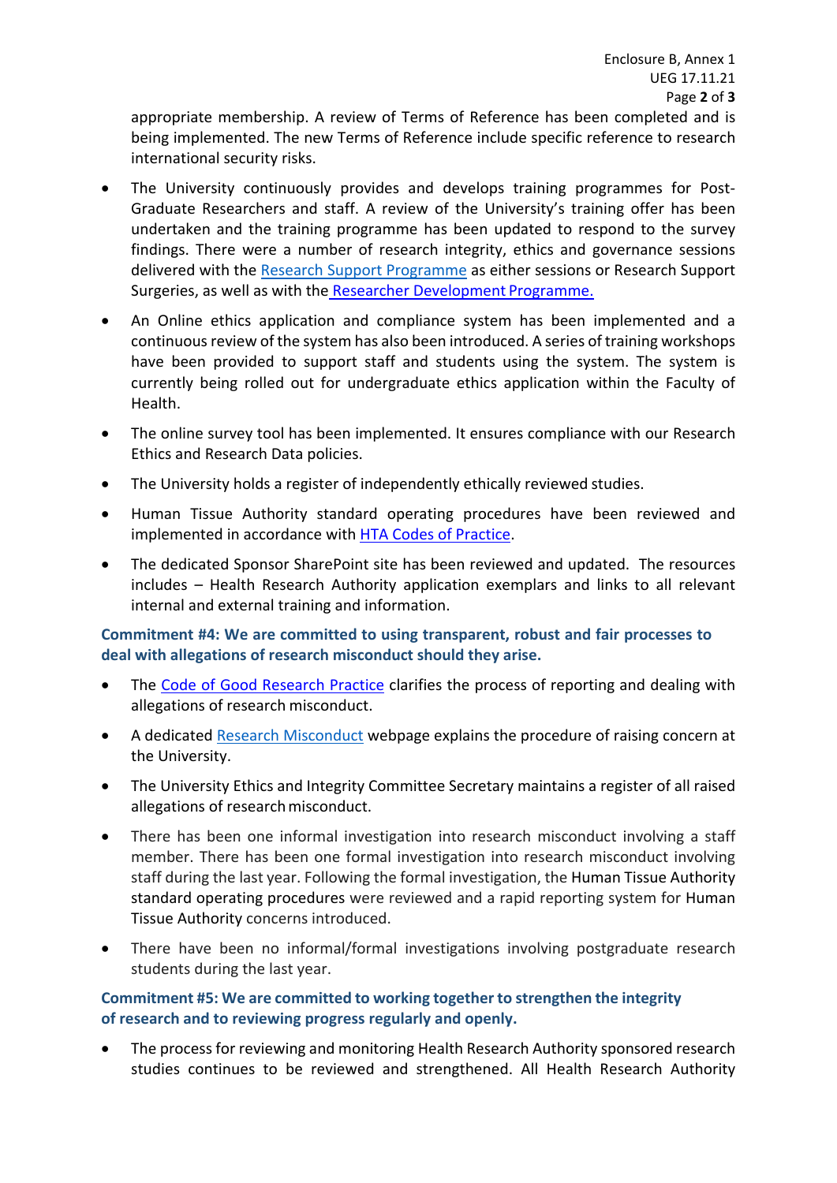appropriate membership. A review of Terms of Reference has been completed and is being implemented. The new Terms of Reference include specific reference to research international security risks.

- The University continuously provides and develops training programmes for Post-Graduate Researchers and staff. A review of the University's training offer has been undertaken and the training programme has been updated to respond to the survey findings. There were a number of research integrity, ethics and governance sessions delivered with the Research Support Programme as either sessions or Research Support Surgeries, as well as with the Researcher Development Programme.
- An Online ethics application and compliance system has been implemented and a continuous review of the system has also been introduced. A series of training workshops have been provided to support staff and students using the system. The system is currently being rolled out for undergraduate ethics application within the Faculty of Health.
- The online survey tool has been implemented. It ensures compliance with our Research Ethics and Research Data policies.
- The University holds a register of independently ethically reviewed studies.
- Human Tissue Authority standard operating procedures have been reviewed and implemented in accordance with HTA Codes of Practice.
- The dedicated Sponsor SharePoint site has been reviewed and updated. The resources includes – Health Research Authority application exemplars and links to all relevant internal and external training and information.

**Commitment #4: We are committed to using transparent, robust and fair processes to deal with allegations of research misconduct should they arise.**

- The Code of Good Research Practice clarifies the process of reporting and dealing with allegations of research misconduct.
- A dedicated Research Misconduct webpage explains the procedure of raising concern at the University.
- The University Ethics and Integrity Committee Secretary maintains a register of all raised allegations of research misconduct.
- There has been one informal investigation into research misconduct involving a staff member. There has been one formal investigation into research misconduct involving staff during the last year. Following the formal investigation, the Human Tissue Authority standard operating procedures were reviewed and a rapid reporting system for Human Tissue Authority concerns introduced.
- There have been no informal/formal investigations involving postgraduate research students during the last year.

**Commitment #5: We are committed to working together to strengthen the integrity of research and to reviewing progress regularly and openly.**

- The process for reviewing and monitoring Health Research Authority sponsored research studies continues to be reviewed and strengthened. All Health Research Authority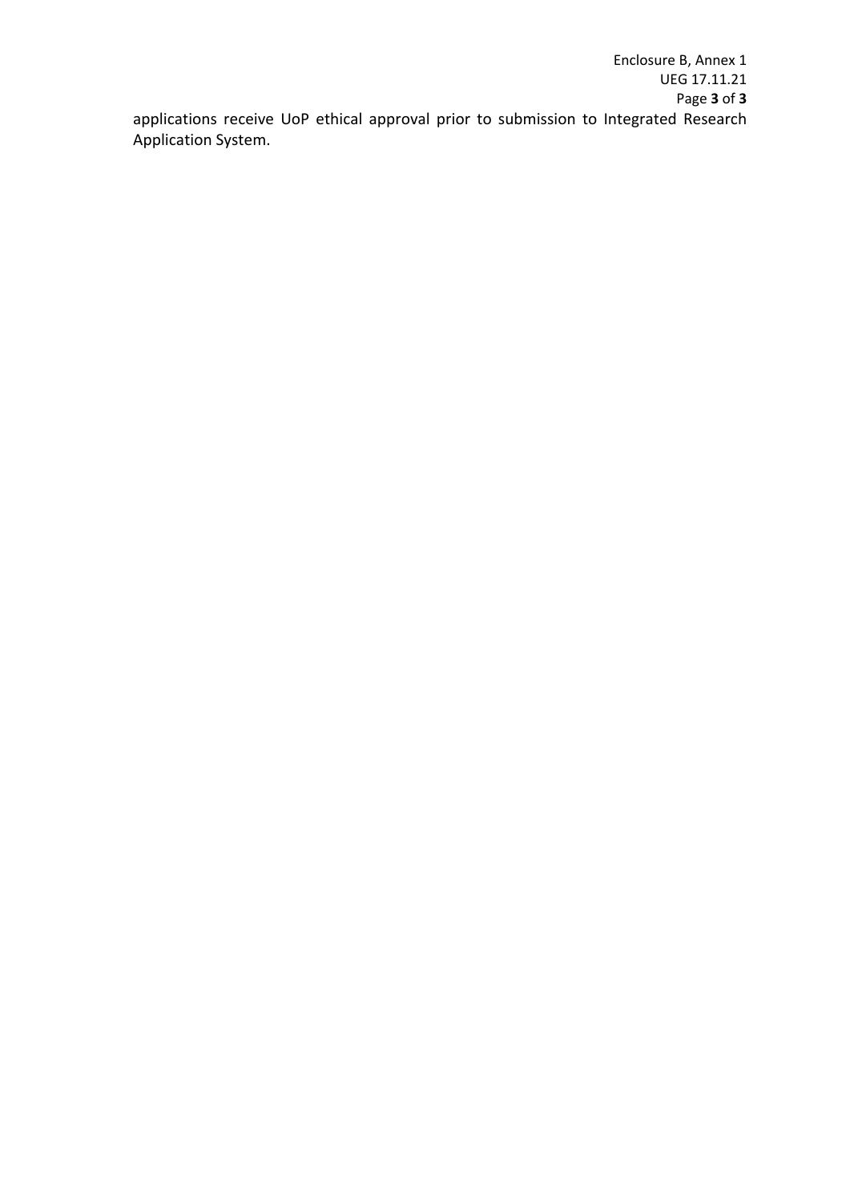applications receive UoP ethical approval prior to submission to Integrated Research Application System.